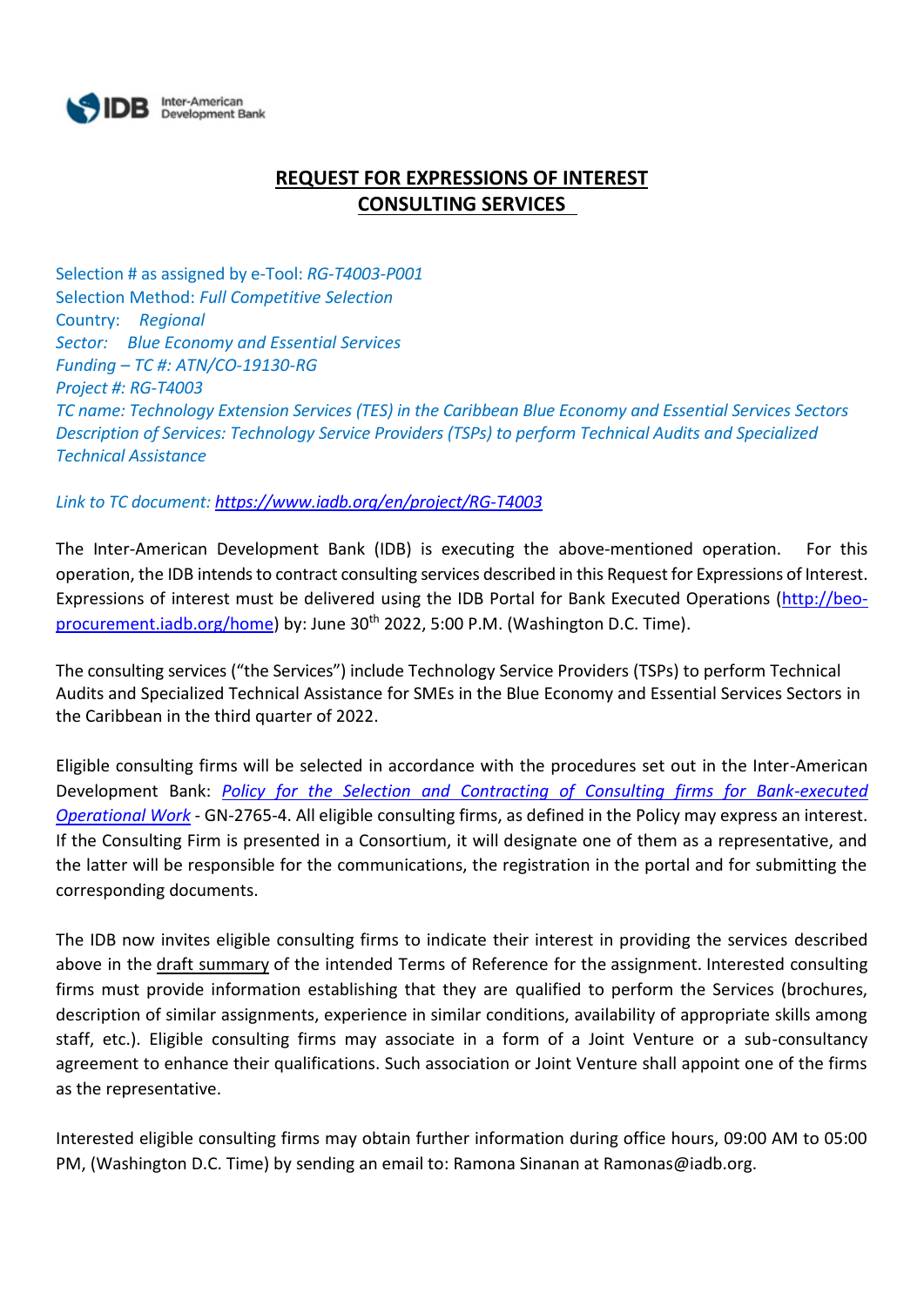# REQUEST FOR EXPRESSIONS OF INTEREST
# CONSULTING SERVICES

Selection # as assigned by e-Tool: *RG-T4003-P001*
Selection Method: *Full Competitive Selection*
Country: *Regional*
*Sector: Blue Economy and Essential Services*
*Funding – TC #: ATN/CO-19130-RG*
*Project #: RG-T4003*
*TC name: Technology Extension Services (TES) in the Caribbean Blue Economy and Essential Services Sectors*
*Description of Services: Technology Service Providers (TSPs) to perform Technical Audits and Specialized Technical Assistance*

*Link to TC document: [https://www.iadb.org/en/project/RG-T4003](https://www.iadb.org/en/project/RG-T4003)*

The Inter-American Development Bank (IDB) is executing the above-mentioned operation. For this operation, the IDB intends to contract consulting services described in this Request for Expressions of Interest. Expressions of interest must be delivered using the IDB Portal for Bank Executed Operations ([http://beo-procurement.iadb.org/home](http://beo-procurement.iadb.org/home)) by: June 30th 2022, 5:00 P.M. (Washington D.C. Time).

The consulting services ("the Services") include Technology Service Providers (TSPs) to perform Technical Audits and Specialized Technical Assistance for SMEs in the Blue Economy and Essential Services Sectors in the Caribbean in the third quarter of 2022.

Eligible consulting firms will be selected in accordance with the procedures set out in the Inter-American Development Bank: *Policy for the Selection and Contracting of Consulting firms for Bank-executed Operational Work* - GN-2765-4. All eligible consulting firms, as defined in the Policy may express an interest. If the Consulting Firm is presented in a Consortium, it will designate one of them as a representative, and the latter will be responsible for the communications, the registration in the portal and for submitting the corresponding documents.

The IDB now invites eligible consulting firms to indicate their interest in providing the services described above in the draft summary of the intended Terms of Reference for the assignment. Interested consulting firms must provide information establishing that they are qualified to perform the Services (brochures, description of similar assignments, experience in similar conditions, availability of appropriate skills among staff, etc.). Eligible consulting firms may associate in a form of a Joint Venture or a sub-consultancy agreement to enhance their qualifications. Such association or Joint Venture shall appoint one of the firms as the representative.

Interested eligible consulting firms may obtain further information during office hours, 09:00 AM to 05:00 PM, (Washington D.C. Time) by sending an email to: Ramona Sinanan at Ramonas@iadb.org.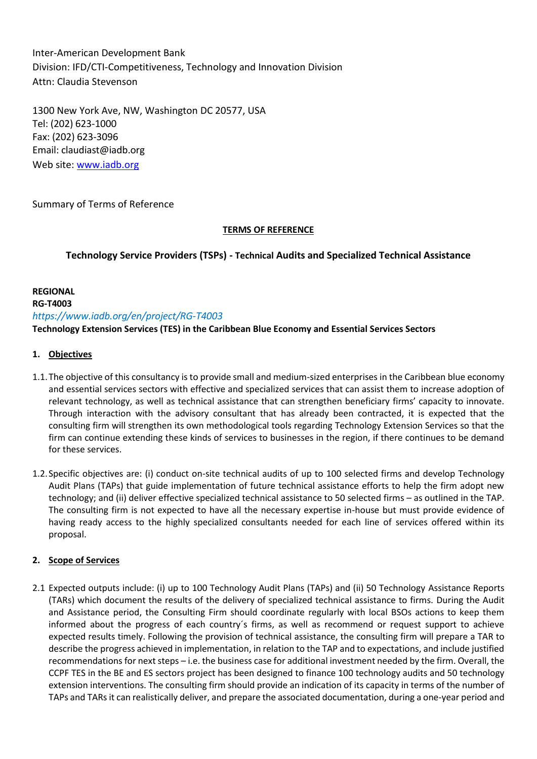Inter-American Development Bank
Division: IFD/CTI-Competitiveness, Technology and Innovation Division
Attn: Claudia Stevenson

1300 New York Ave, NW, Washington DC 20577, USA
Tel: (202) 623-1000
Fax: (202) 623-3096
Email: claudiast@iadb.org
Web site: [www.iadb.org](http://www.iadb.org)

Summary of Terms of Reference

**TERMS OF REFERENCE**

**Technology Service Providers (TSPs) - Technical Audits and Specialized Technical Assistance**

**REGIONAL**
**RG-T4003**
*https://www.iadb.org/en/project/RG-T4003*
**Technology Extension Services (TES) in the Caribbean Blue Economy and Essential Services Sectors**

## 1. Objectives

1.1. The objective of this consultancy is to provide small and medium-sized enterprises in the Caribbean blue economy and essential services sectors with effective and specialized services that can assist them to increase adoption of relevant technology, as well as technical assistance that can strengthen beneficiary firms' capacity to innovate. Through interaction with the advisory consultant that has already been contracted, it is expected that the consulting firm will strengthen its own methodological tools regarding Technology Extension Services so that the firm can continue extending these kinds of services to businesses in the region, if there continues to be demand for these services.

1.2. Specific objectives are: (i) conduct on-site technical audits of up to 100 selected firms and develop Technology Audit Plans (TAPs) that guide implementation of future technical assistance efforts to help the firm adopt new technology; and (ii) deliver effective specialized technical assistance to 50 selected firms – as outlined in the TAP. The consulting firm is not expected to have all the necessary expertise in-house but must provide evidence of having ready access to the highly specialized consultants needed for each line of services offered within its proposal.

## 2. Scope of Services

2.1 Expected outputs include: (i) up to 100 Technology Audit Plans (TAPs) and (ii) 50 Technology Assistance Reports (TARs) which document the results of the delivery of specialized technical assistance to firms. During the Audit and Assistance period, the Consulting Firm should coordinate regularly with local BSOs actions to keep them informed about the progress of each country´s firms, as well as recommend or request support to achieve expected results timely. Following the provision of technical assistance, the consulting firm will prepare a TAR to describe the progress achieved in implementation, in relation to the TAP and to expectations, and include justified recommendations for next steps – i.e. the business case for additional investment needed by the firm. Overall, the CCPF TES in the BE and ES sectors project has been designed to finance 100 technology audits and 50 technology extension interventions. The consulting firm should provide an indication of its capacity in terms of the number of TAPs and TARs it can realistically deliver, and prepare the associated documentation, during a one-year period and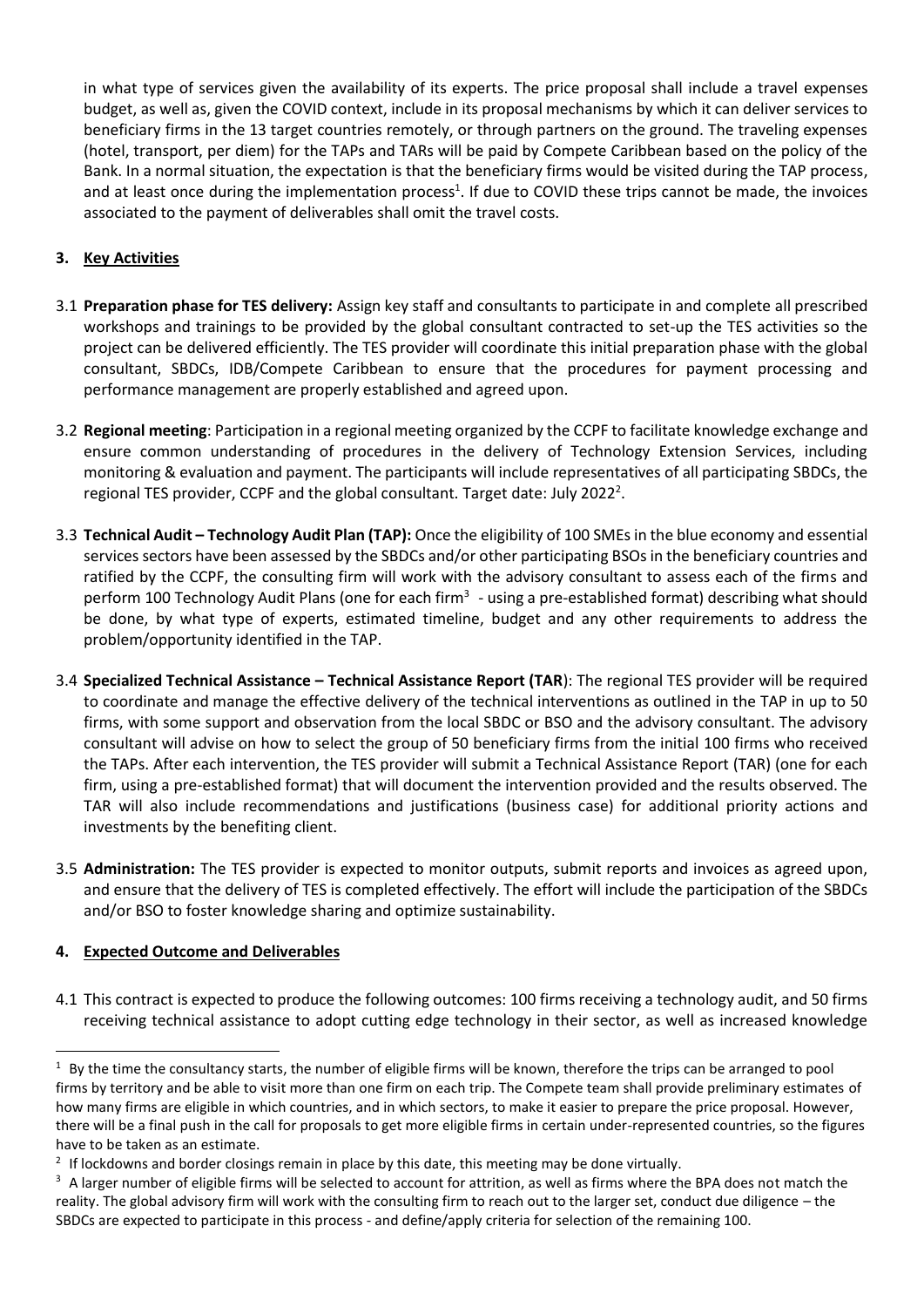in what type of services given the availability of its experts. The price proposal shall include a travel expenses budget, as well as, given the COVID context, include in its proposal mechanisms by which it can deliver services to beneficiary firms in the 13 target countries remotely, or through partners on the ground. The traveling expenses (hotel, transport, per diem) for the TAPs and TARs will be paid by Compete Caribbean based on the policy of the Bank. In a normal situation, the expectation is that the beneficiary firms would be visited during the TAP process, and at least once during the implementation process[1]. If due to COVID these trips cannot be made, the invoices associated to the payment of deliverables shall omit the travel costs.

## 3. Key Activities

3.1 **Preparation phase for TES delivery:** Assign key staff and consultants to participate in and complete all prescribed workshops and trainings to be provided by the global consultant contracted to set-up the TES activities so the project can be delivered efficiently. The TES provider will coordinate this initial preparation phase with the global consultant, SBDCs, IDB/Compete Caribbean to ensure that the procedures for payment processing and performance management are properly established and agreed upon.

3.2 **Regional meeting**: Participation in a regional meeting organized by the CCPF to facilitate knowledge exchange and ensure common understanding of procedures in the delivery of Technology Extension Services, including monitoring & evaluation and payment. The participants will include representatives of all participating SBDCs, the regional TES provider, CCPF and the global consultant. Target date: July 2022[2].

3.3 **Technical Audit – Technology Audit Plan (TAP):** Once the eligibility of 100 SMEs in the blue economy and essential services sectors have been assessed by the SBDCs and/or other participating BSOs in the beneficiary countries and ratified by the CCPF, the consulting firm will work with the advisory consultant to assess each of the firms and perform 100 Technology Audit Plans (one for each firm[3] - using a pre-established format) describing what should be done, by what type of experts, estimated timeline, budget and any other requirements to address the problem/opportunity identified in the TAP.

3.4 **Specialized Technical Assistance – Technical Assistance Report (TAR)**: The regional TES provider will be required to coordinate and manage the effective delivery of the technical interventions as outlined in the TAP in up to 50 firms, with some support and observation from the local SBDC or BSO and the advisory consultant. The advisory consultant will advise on how to select the group of 50 beneficiary firms from the initial 100 firms who received the TAPs. After each intervention, the TES provider will submit a Technical Assistance Report (TAR) (one for each firm, using a pre-established format) that will document the intervention provided and the results observed. The TAR will also include recommendations and justifications (business case) for additional priority actions and investments by the benefiting client.

3.5 **Administration:** The TES provider is expected to monitor outputs, submit reports and invoices as agreed upon, and ensure that the delivery of TES is completed effectively. The effort will include the participation of the SBDCs and/or BSO to foster knowledge sharing and optimize sustainability.

## 4. Expected Outcome and Deliverables

4.1 This contract is expected to produce the following outcomes: 100 firms receiving a technology audit, and 50 firms receiving technical assistance to adopt cutting edge technology in their sector, as well as increased knowledge

---

[1] By the time the consultancy starts, the number of eligible firms will be known, therefore the trips can be arranged to pool firms by territory and be able to visit more than one firm on each trip. The Compete team shall provide preliminary estimates of how many firms are eligible in which countries, and in which sectors, to make it easier to prepare the price proposal. However, there will be a final push in the call for proposals to get more eligible firms in certain under-represented countries, so the figures have to be taken as an estimate.

[2] If lockdowns and border closings remain in place by this date, this meeting may be done virtually.

[3] A larger number of eligible firms will be selected to account for attrition, as well as firms where the BPA does not match the reality. The global advisory firm will work with the consulting firm to reach out to the larger set, conduct due diligence – the SBDCs are expected to participate in this process - and define/apply criteria for selection of the remaining 100.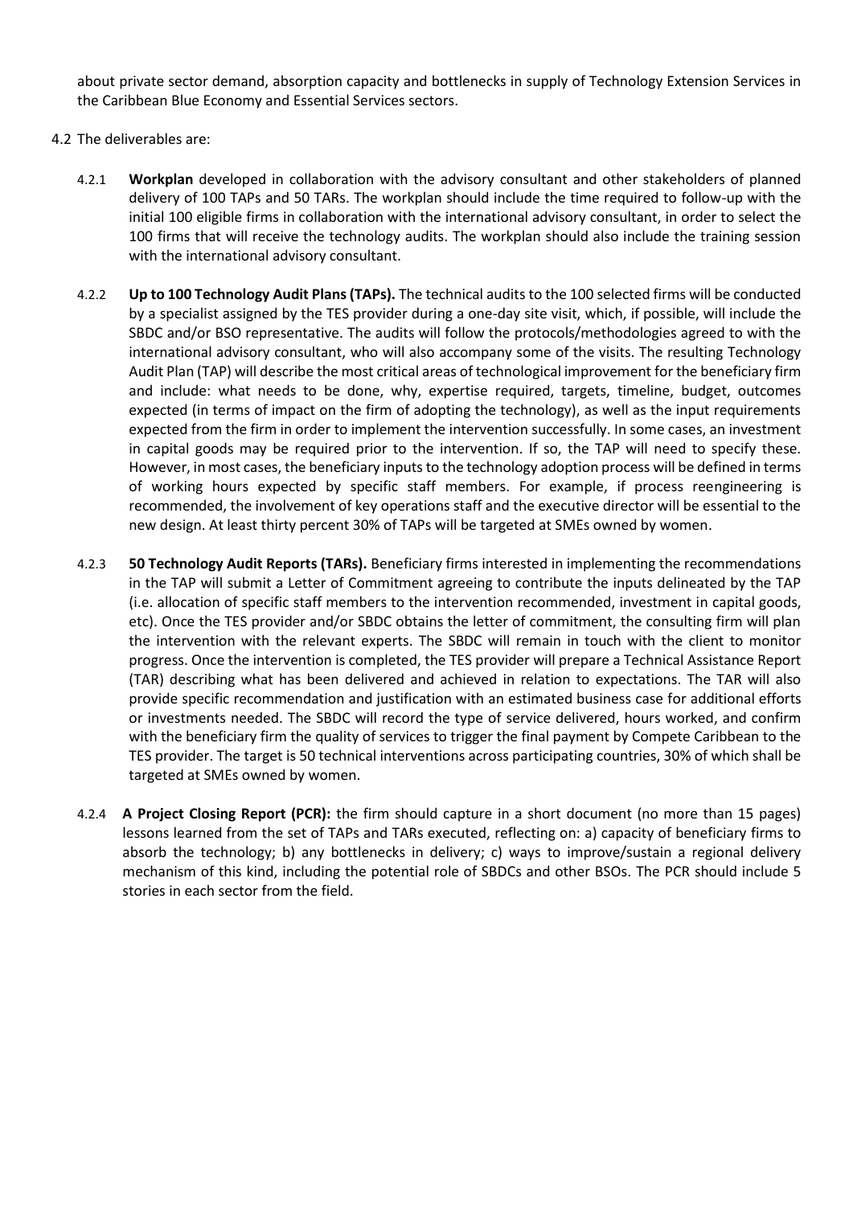about private sector demand, absorption capacity and bottlenecks in supply of Technology Extension Services in the Caribbean Blue Economy and Essential Services sectors.

4.2 The deliverables are:

4.2.1 **Workplan** developed in collaboration with the advisory consultant and other stakeholders of planned delivery of 100 TAPs and 50 TARs. The workplan should include the time required to follow-up with the initial 100 eligible firms in collaboration with the international advisory consultant, in order to select the 100 firms that will receive the technology audits. The workplan should also include the training session with the international advisory consultant.

4.2.2 **Up to 100 Technology Audit Plans (TAPs).** The technical audits to the 100 selected firms will be conducted by a specialist assigned by the TES provider during a one-day site visit, which, if possible, will include the SBDC and/or BSO representative. The audits will follow the protocols/methodologies agreed to with the international advisory consultant, who will also accompany some of the visits. The resulting Technology Audit Plan (TAP) will describe the most critical areas of technological improvement for the beneficiary firm and include: what needs to be done, why, expertise required, targets, timeline, budget, outcomes expected (in terms of impact on the firm of adopting the technology), as well as the input requirements expected from the firm in order to implement the intervention successfully. In some cases, an investment in capital goods may be required prior to the intervention. If so, the TAP will need to specify these. However, in most cases, the beneficiary inputs to the technology adoption process will be defined in terms of working hours expected by specific staff members. For example, if process reengineering is recommended, the involvement of key operations staff and the executive director will be essential to the new design. At least thirty percent 30% of TAPs will be targeted at SMEs owned by women.

4.2.3 **50 Technology Audit Reports (TARs).** Beneficiary firms interested in implementing the recommendations in the TAP will submit a Letter of Commitment agreeing to contribute the inputs delineated by the TAP (i.e. allocation of specific staff members to the intervention recommended, investment in capital goods, etc). Once the TES provider and/or SBDC obtains the letter of commitment, the consulting firm will plan the intervention with the relevant experts. The SBDC will remain in touch with the client to monitor progress. Once the intervention is completed, the TES provider will prepare a Technical Assistance Report (TAR) describing what has been delivered and achieved in relation to expectations. The TAR will also provide specific recommendation and justification with an estimated business case for additional efforts or investments needed. The SBDC will record the type of service delivered, hours worked, and confirm with the beneficiary firm the quality of services to trigger the final payment by Compete Caribbean to the TES provider. The target is 50 technical interventions across participating countries, 30% of which shall be targeted at SMEs owned by women.

4.2.4 **A Project Closing Report (PCR):** the firm should capture in a short document (no more than 15 pages) lessons learned from the set of TAPs and TARs executed, reflecting on: a) capacity of beneficiary firms to absorb the technology; b) any bottlenecks in delivery; c) ways to improve/sustain a regional delivery mechanism of this kind, including the potential role of SBDCs and other BSOs. The PCR should include 5 stories in each sector from the field.